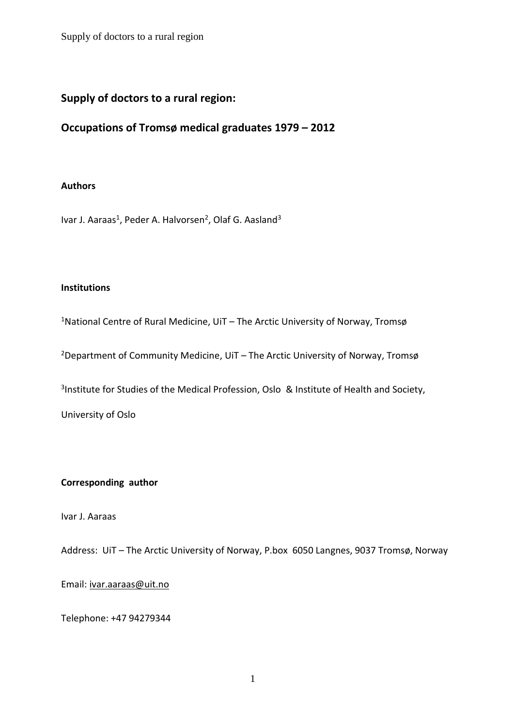# Supply of doctors to a rural region:

# Occupations of Tromsø medical graduates 1979 – 2012

**Authors**

Ivar J. Aaraas[1], Peder A. Halvorsen[2], Olaf G. Aasland[3]

**Institutions**

[1]National Centre of Rural Medicine, UiT – The Arctic University of Norway, Tromsø

[2]Department of Community Medicine, UiT – The Arctic University of Norway, Tromsø

[3]Institute for Studies of the Medical Profession, Oslo & Institute of Health and Society, University of Oslo

**Corresponding author**

Ivar J. Aaraas

Address: UiT – The Arctic University of Norway, P.box 6050 Langnes, 9037 Tromsø, Norway

Email: ivar.aaraas@uit.no

Telephone: +47 94279344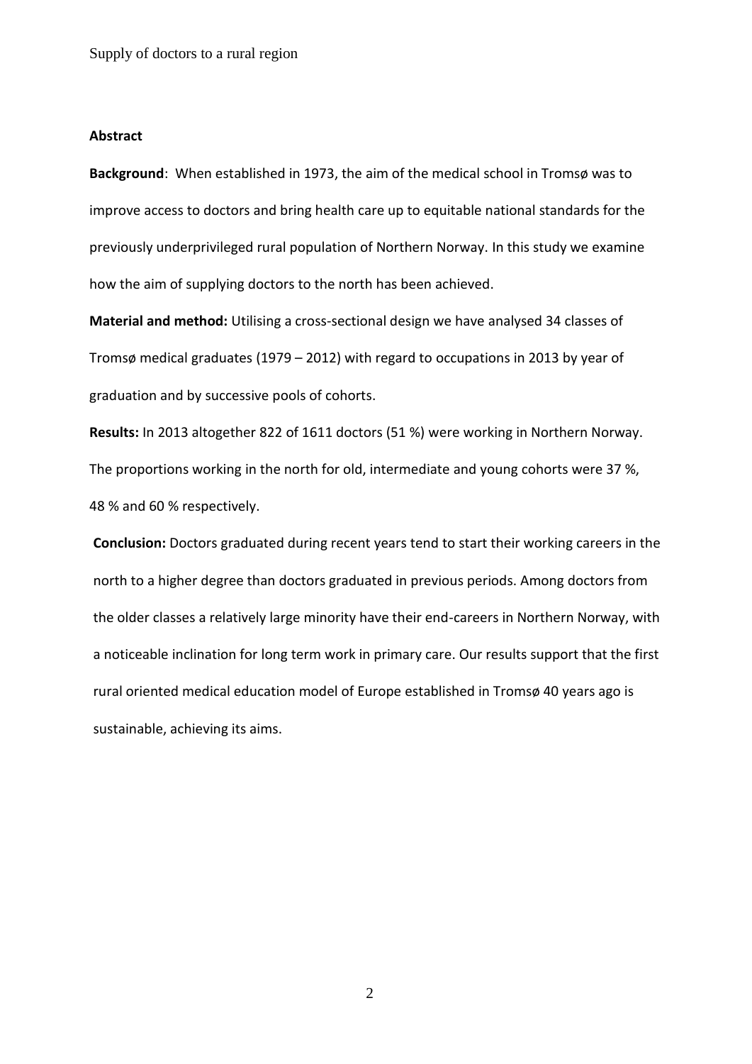**Abstract**

**Background**: When established in 1973, the aim of the medical school in Tromsø was to improve access to doctors and bring health care up to equitable national standards for the previously underprivileged rural population of Northern Norway. In this study we examine how the aim of supplying doctors to the north has been achieved.

**Material and method:** Utilising a cross-sectional design we have analysed 34 classes of Tromsø medical graduates (1979 – 2012) with regard to occupations in 2013 by year of graduation and by successive pools of cohorts.

**Results:** In 2013 altogether 822 of 1611 doctors (51 %) were working in Northern Norway. The proportions working in the north for old, intermediate and young cohorts were 37 %, 48 % and 60 % respectively.

**Conclusion:** Doctors graduated during recent years tend to start their working careers in the north to a higher degree than doctors graduated in previous periods. Among doctors from the older classes a relatively large minority have their end-careers in Northern Norway, with a noticeable inclination for long term work in primary care. Our results support that the first rural oriented medical education model of Europe established in Tromsø 40 years ago is sustainable, achieving its aims.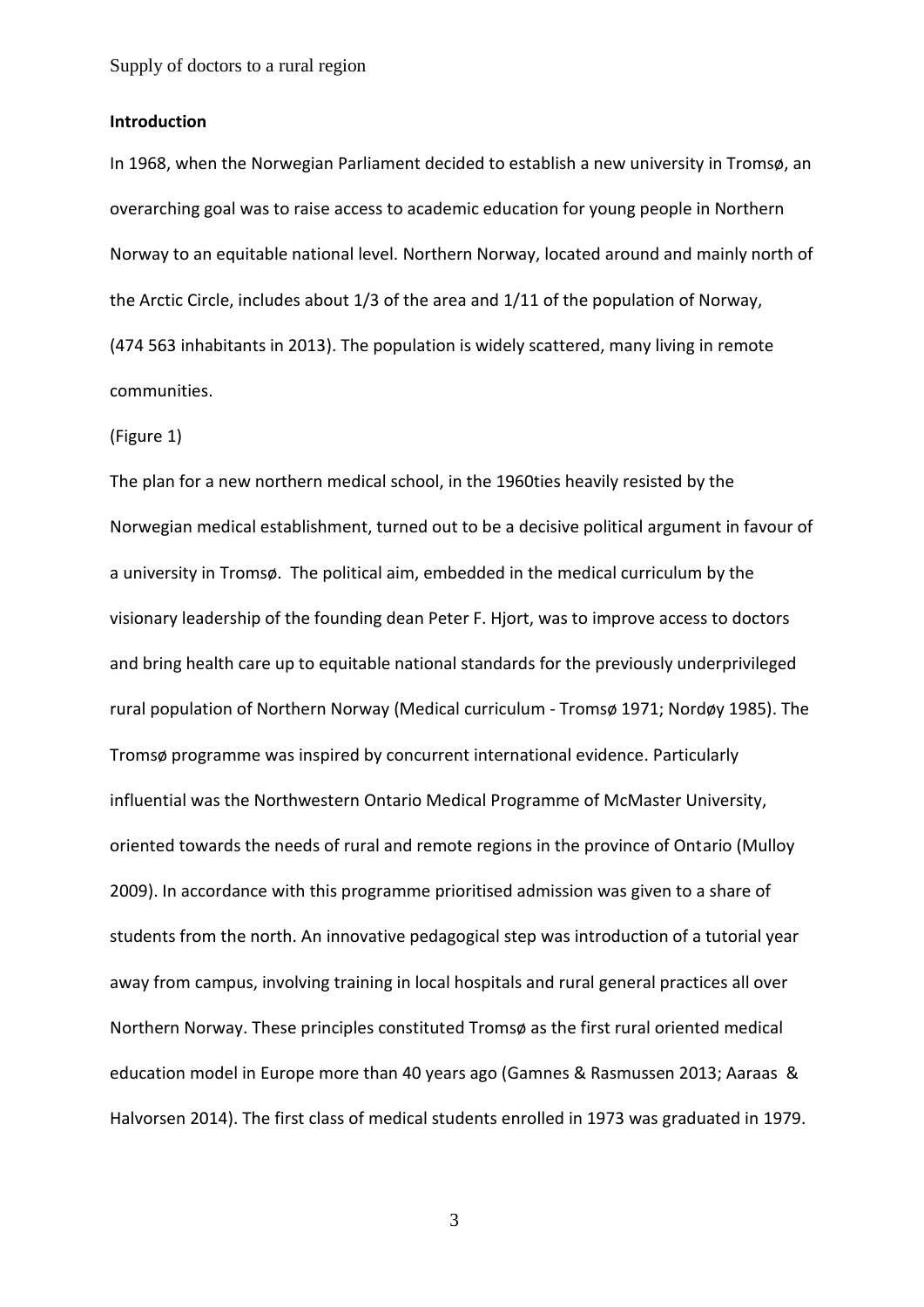**Introduction**

In 1968, when the Norwegian Parliament decided to establish a new university in Tromsø, an overarching goal was to raise access to academic education for young people in Northern Norway to an equitable national level. Northern Norway, located around and mainly north of the Arctic Circle, includes about 1/3 of the area and 1/11 of the population of Norway, (474 563 inhabitants in 2013). The population is widely scattered, many living in remote communities.

(Figure 1)

The plan for a new northern medical school, in the 1960ties heavily resisted by the Norwegian medical establishment, turned out to be a decisive political argument in favour of a university in Tromsø. The political aim, embedded in the medical curriculum by the visionary leadership of the founding dean Peter F. Hjort, was to improve access to doctors and bring health care up to equitable national standards for the previously underprivileged rural population of Northern Norway (Medical curriculum - Tromsø 1971; Nordøy 1985). The Tromsø programme was inspired by concurrent international evidence. Particularly influential was the Northwestern Ontario Medical Programme of McMaster University, oriented towards the needs of rural and remote regions in the province of Ontario (Mulloy 2009). In accordance with this programme prioritised admission was given to a share of students from the north. An innovative pedagogical step was introduction of a tutorial year away from campus, involving training in local hospitals and rural general practices all over Northern Norway. These principles constituted Tromsø as the first rural oriented medical education model in Europe more than 40 years ago (Gamnes & Rasmussen 2013; Aaraas & Halvorsen 2014). The first class of medical students enrolled in 1973 was graduated in 1979.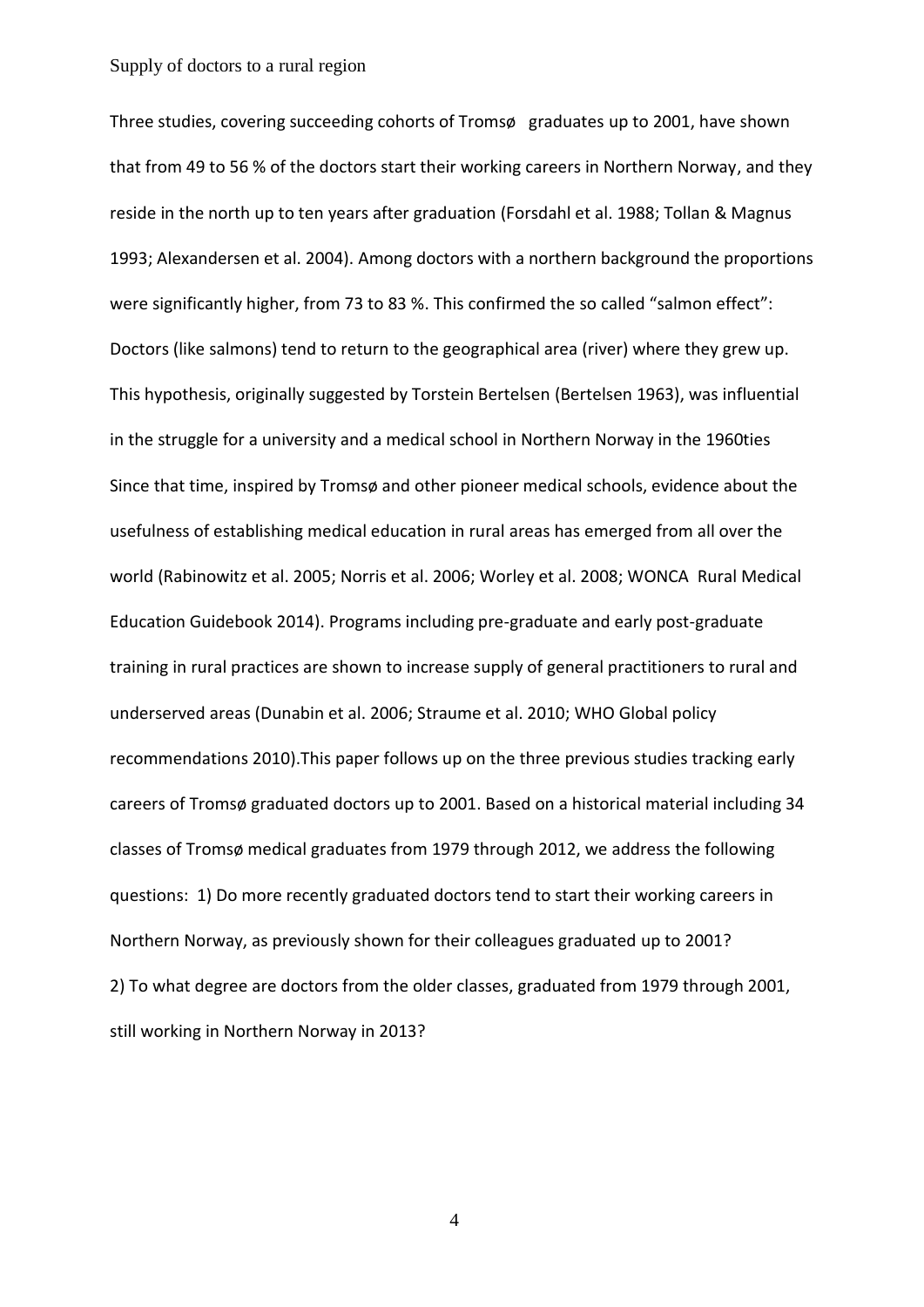Three studies, covering succeeding cohorts of Tromsø graduates up to 2001, have shown that from 49 to 56 % of the doctors start their working careers in Northern Norway, and they reside in the north up to ten years after graduation (Forsdahl et al. 1988; Tollan & Magnus 1993; Alexandersen et al. 2004). Among doctors with a northern background the proportions were significantly higher, from 73 to 83 %. This confirmed the so called "salmon effect": Doctors (like salmons) tend to return to the geographical area (river) where they grew up. This hypothesis, originally suggested by Torstein Bertelsen (Bertelsen 1963), was influential in the struggle for a university and a medical school in Northern Norway in the 1960ties Since that time, inspired by Tromsø and other pioneer medical schools, evidence about the usefulness of establishing medical education in rural areas has emerged from all over the world (Rabinowitz et al. 2005; Norris et al. 2006; Worley et al. 2008; WONCA Rural Medical Education Guidebook 2014). Programs including pre-graduate and early post-graduate training in rural practices are shown to increase supply of general practitioners to rural and underserved areas (Dunabin et al. 2006; Straume et al. 2010; WHO Global policy recommendations 2010).This paper follows up on the three previous studies tracking early careers of Tromsø graduated doctors up to 2001. Based on a historical material including 34 classes of Tromsø medical graduates from 1979 through 2012, we address the following questions: 1) Do more recently graduated doctors tend to start their working careers in Northern Norway, as previously shown for their colleagues graduated up to 2001? 2) To what degree are doctors from the older classes, graduated from 1979 through 2001, still working in Northern Norway in 2013?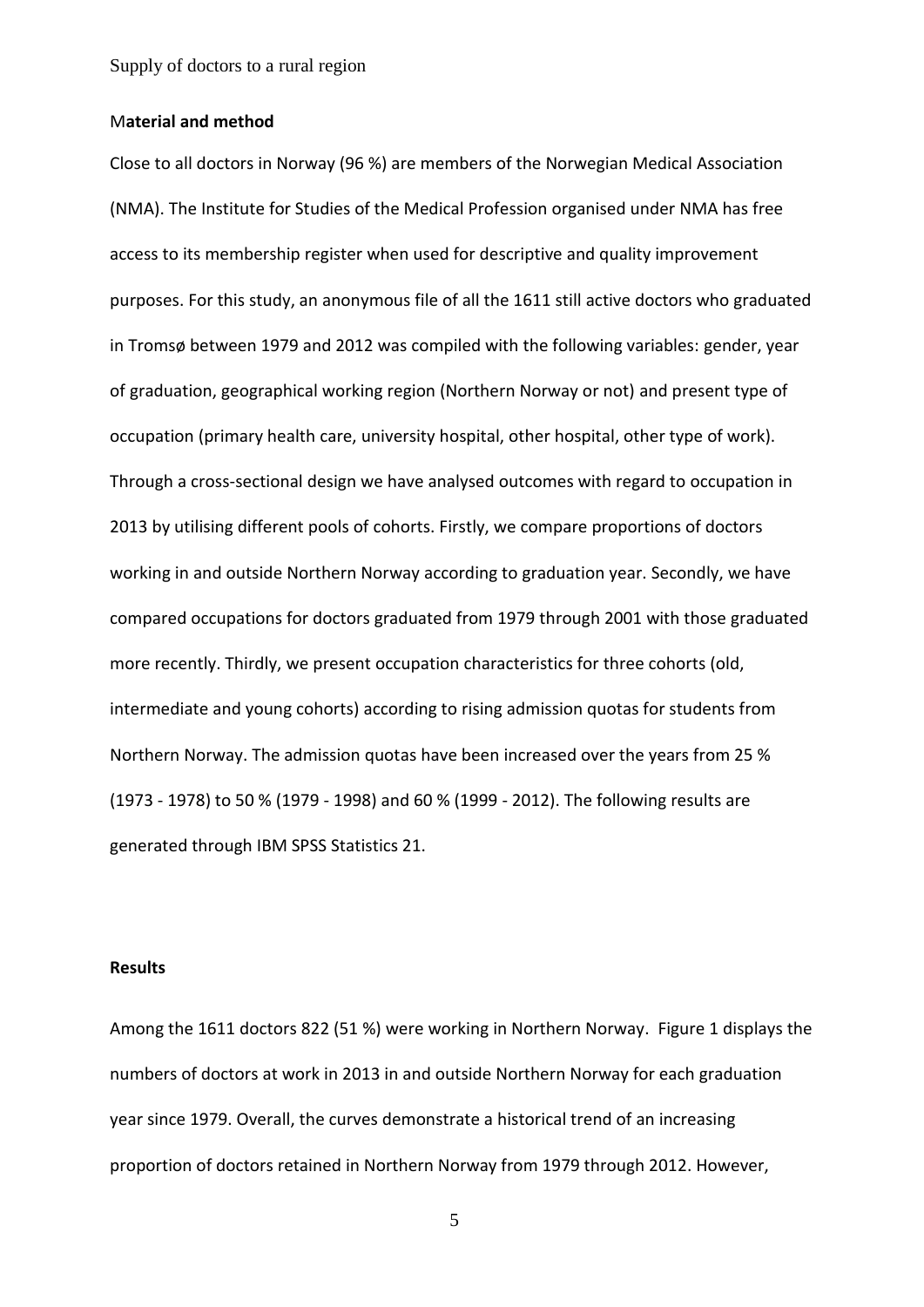## Material and method

Close to all doctors in Norway (96 %) are members of the Norwegian Medical Association (NMA). The Institute for Studies of the Medical Profession organised under NMA has free access to its membership register when used for descriptive and quality improvement purposes. For this study, an anonymous file of all the 1611 still active doctors who graduated in Tromsø between 1979 and 2012 was compiled with the following variables: gender, year of graduation, geographical working region (Northern Norway or not) and present type of occupation (primary health care, university hospital, other hospital, other type of work). Through a cross-sectional design we have analysed outcomes with regard to occupation in 2013 by utilising different pools of cohorts. Firstly, we compare proportions of doctors working in and outside Northern Norway according to graduation year. Secondly, we have compared occupations for doctors graduated from 1979 through 2001 with those graduated more recently. Thirdly, we present occupation characteristics for three cohorts (old, intermediate and young cohorts) according to rising admission quotas for students from Northern Norway. The admission quotas have been increased over the years from 25 % (1973 - 1978) to 50 % (1979 - 1998) and 60 % (1999 - 2012). The following results are generated through IBM SPSS Statistics 21.

## Results

Among the 1611 doctors 822 (51 %) were working in Northern Norway. Figure 1 displays the numbers of doctors at work in 2013 in and outside Northern Norway for each graduation year since 1979. Overall, the curves demonstrate a historical trend of an increasing proportion of doctors retained in Northern Norway from 1979 through 2012. However,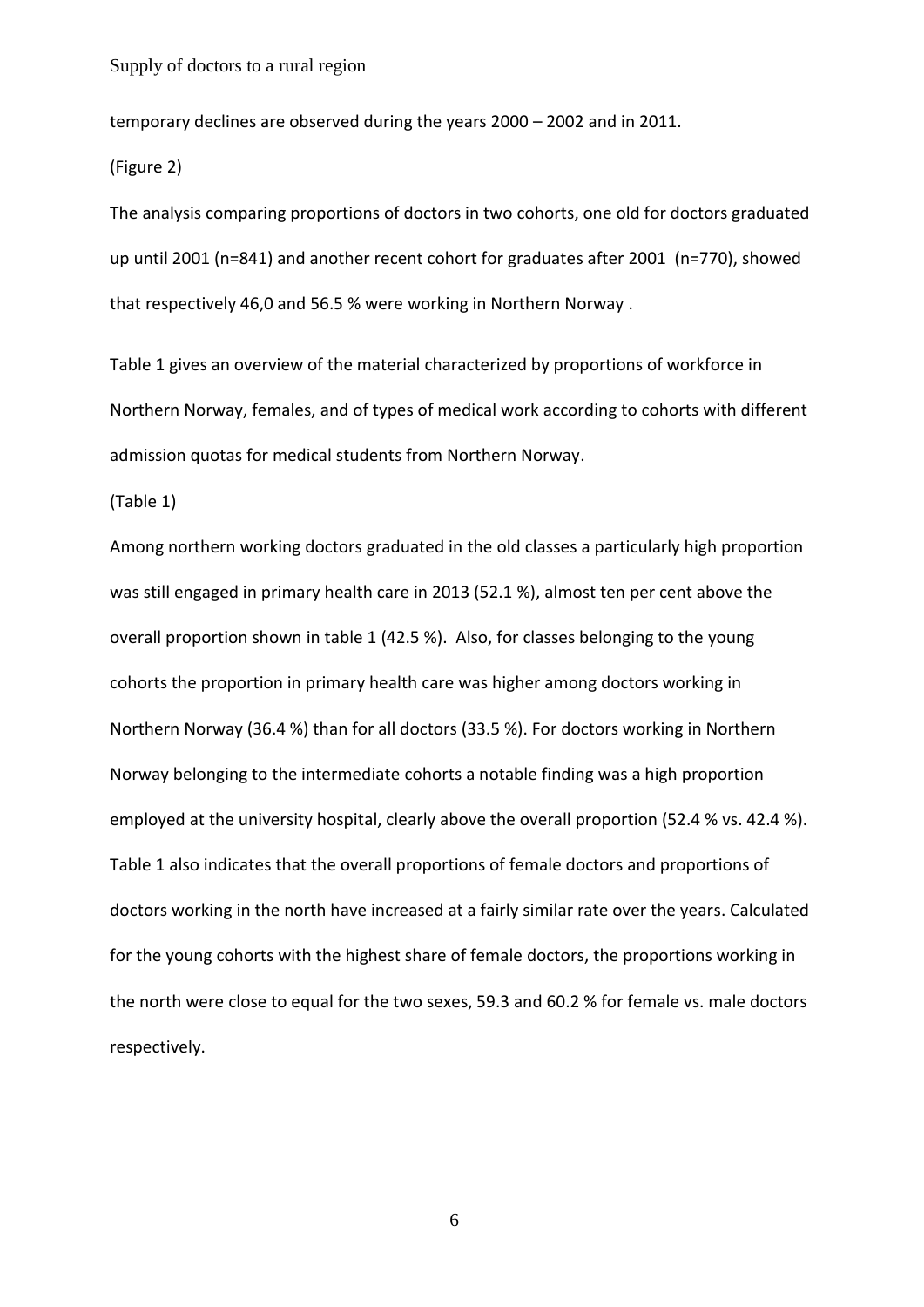temporary declines are observed during the years 2000 – 2002 and in 2011.

(Figure 2)

The analysis comparing proportions of doctors in two cohorts, one old for doctors graduated up until 2001 (n=841) and another recent cohort for graduates after 2001 (n=770), showed that respectively 46,0 and 56.5 % were working in Northern Norway .

Table 1 gives an overview of the material characterized by proportions of workforce in Northern Norway, females, and of types of medical work according to cohorts with different admission quotas for medical students from Northern Norway.

(Table 1)

Among northern working doctors graduated in the old classes a particularly high proportion was still engaged in primary health care in 2013 (52.1 %), almost ten per cent above the overall proportion shown in table 1 (42.5 %). Also, for classes belonging to the young cohorts the proportion in primary health care was higher among doctors working in Northern Norway (36.4 %) than for all doctors (33.5 %). For doctors working in Northern Norway belonging to the intermediate cohorts a notable finding was a high proportion employed at the university hospital, clearly above the overall proportion (52.4 % vs. 42.4 %). Table 1 also indicates that the overall proportions of female doctors and proportions of doctors working in the north have increased at a fairly similar rate over the years. Calculated for the young cohorts with the highest share of female doctors, the proportions working in the north were close to equal for the two sexes, 59.3 and 60.2 % for female vs. male doctors respectively.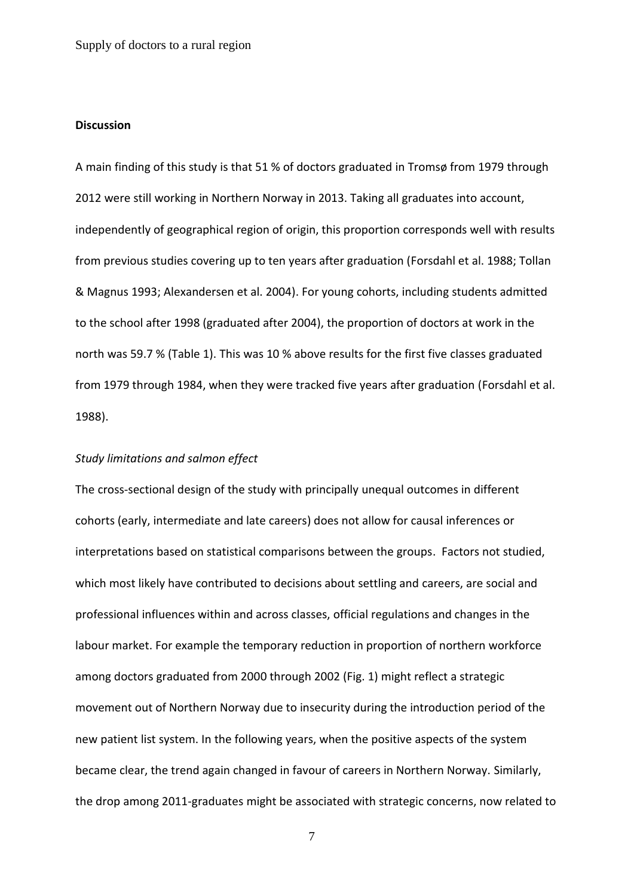## Discussion

A main finding of this study is that 51 % of doctors graduated in Tromsø from 1979 through 2012 were still working in Northern Norway in 2013. Taking all graduates into account, independently of geographical region of origin, this proportion corresponds well with results from previous studies covering up to ten years after graduation (Forsdahl et al. 1988; Tollan & Magnus 1993; Alexandersen et al. 2004). For young cohorts, including students admitted to the school after 1998 (graduated after 2004), the proportion of doctors at work in the north was 59.7 % (Table 1). This was 10 % above results for the first five classes graduated from 1979 through 1984, when they were tracked five years after graduation (Forsdahl et al. 1988).

### *Study limitations and salmon effect*

The cross-sectional design of the study with principally unequal outcomes in different cohorts (early, intermediate and late careers) does not allow for causal inferences or interpretations based on statistical comparisons between the groups. Factors not studied, which most likely have contributed to decisions about settling and careers, are social and professional influences within and across classes, official regulations and changes in the labour market. For example the temporary reduction in proportion of northern workforce among doctors graduated from 2000 through 2002 (Fig. 1) might reflect a strategic movement out of Northern Norway due to insecurity during the introduction period of the new patient list system. In the following years, when the positive aspects of the system became clear, the trend again changed in favour of careers in Northern Norway. Similarly, the drop among 2011-graduates might be associated with strategic concerns, now related to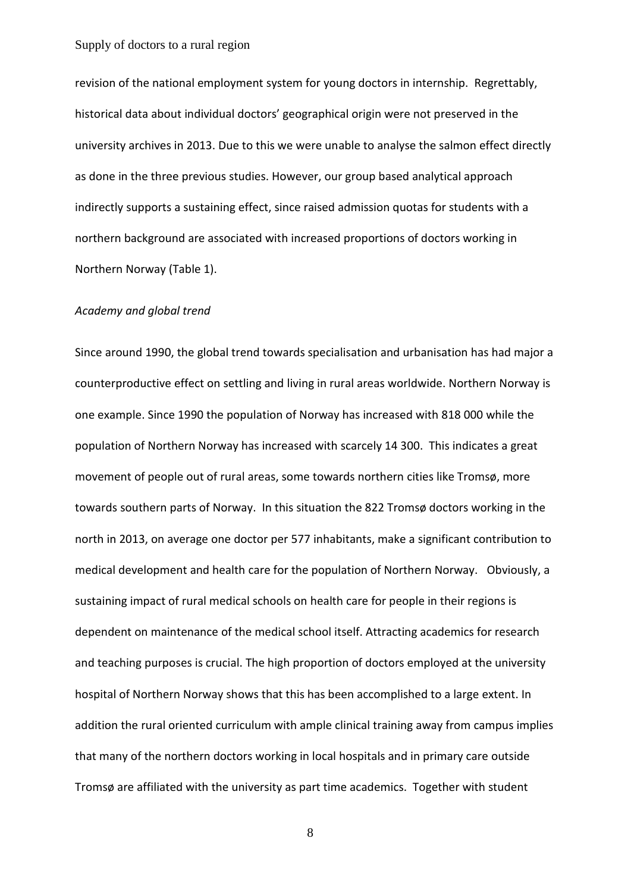revision of the national employment system for young doctors in internship. Regrettably, historical data about individual doctors' geographical origin were not preserved in the university archives in 2013. Due to this we were unable to analyse the salmon effect directly as done in the three previous studies. However, our group based analytical approach indirectly supports a sustaining effect, since raised admission quotas for students with a northern background are associated with increased proportions of doctors working in Northern Norway (Table 1).

*Academy and global trend*

Since around 1990, the global trend towards specialisation and urbanisation has had major a counterproductive effect on settling and living in rural areas worldwide. Northern Norway is one example. Since 1990 the population of Norway has increased with 818 000 while the population of Northern Norway has increased with scarcely 14 300. This indicates a great movement of people out of rural areas, some towards northern cities like Tromsø, more towards southern parts of Norway. In this situation the 822 Tromsø doctors working in the north in 2013, on average one doctor per 577 inhabitants, make a significant contribution to medical development and health care for the population of Northern Norway. Obviously, a sustaining impact of rural medical schools on health care for people in their regions is dependent on maintenance of the medical school itself. Attracting academics for research and teaching purposes is crucial. The high proportion of doctors employed at the university hospital of Northern Norway shows that this has been accomplished to a large extent. In addition the rural oriented curriculum with ample clinical training away from campus implies that many of the northern doctors working in local hospitals and in primary care outside Tromsø are affiliated with the university as part time academics. Together with student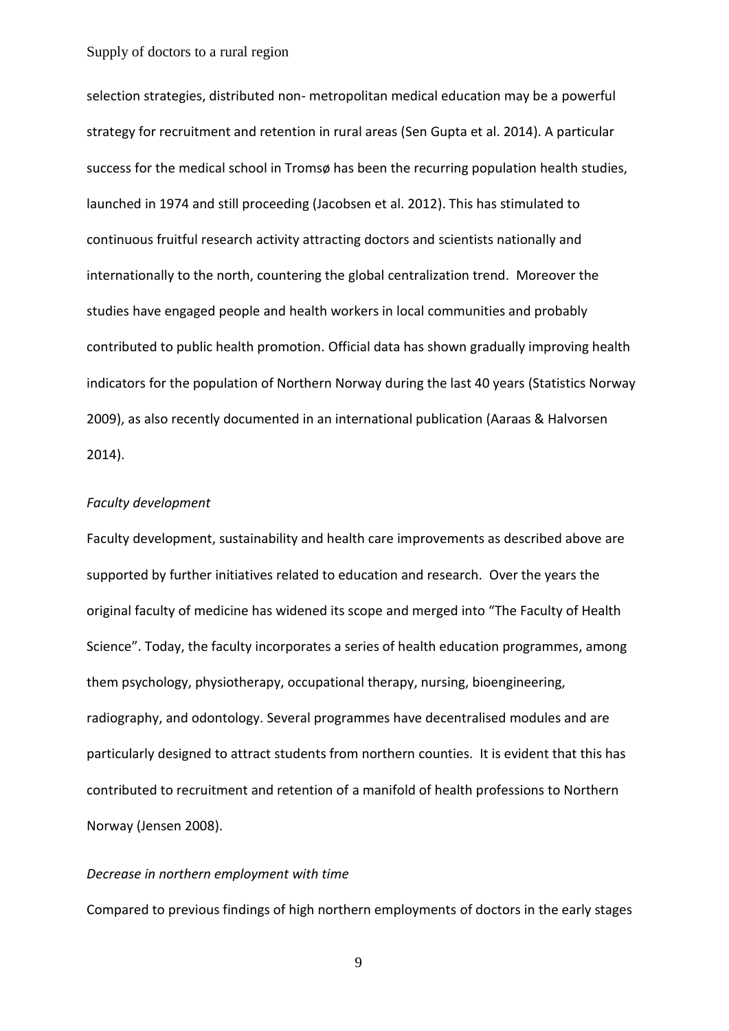selection strategies, distributed non- metropolitan medical education may be a powerful strategy for recruitment and retention in rural areas (Sen Gupta et al. 2014). A particular success for the medical school in Tromsø has been the recurring population health studies, launched in 1974 and still proceeding (Jacobsen et al. 2012). This has stimulated to continuous fruitful research activity attracting doctors and scientists nationally and internationally to the north, countering the global centralization trend. Moreover the studies have engaged people and health workers in local communities and probably contributed to public health promotion. Official data has shown gradually improving health indicators for the population of Northern Norway during the last 40 years (Statistics Norway 2009), as also recently documented in an international publication (Aaraas & Halvorsen 2014).

*Faculty development*

Faculty development, sustainability and health care improvements as described above are supported by further initiatives related to education and research. Over the years the original faculty of medicine has widened its scope and merged into "The Faculty of Health Science". Today, the faculty incorporates a series of health education programmes, among them psychology, physiotherapy, occupational therapy, nursing, bioengineering, radiography, and odontology. Several programmes have decentralised modules and are particularly designed to attract students from northern counties. It is evident that this has contributed to recruitment and retention of a manifold of health professions to Northern Norway (Jensen 2008).

*Decrease in northern employment with time*

Compared to previous findings of high northern employments of doctors in the early stages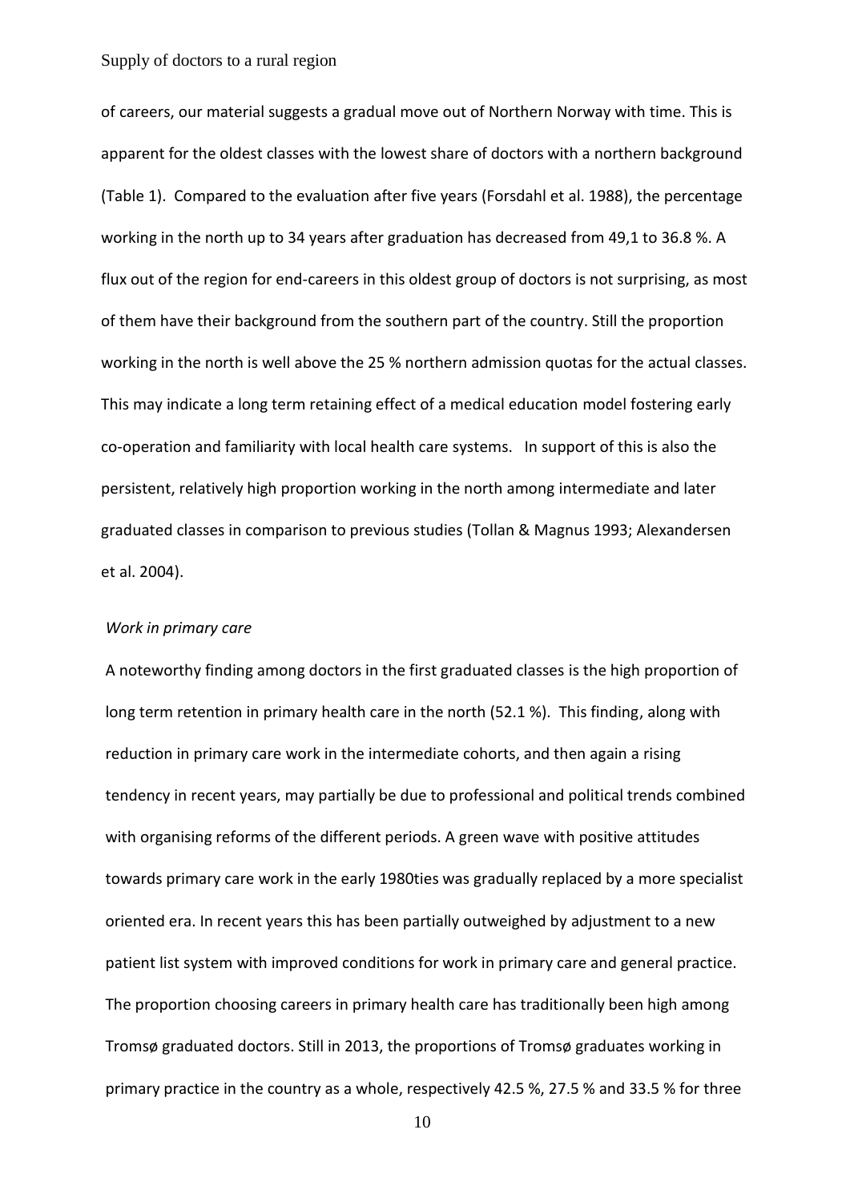of careers, our material suggests a gradual move out of Northern Norway with time. This is apparent for the oldest classes with the lowest share of doctors with a northern background (Table 1). Compared to the evaluation after five years (Forsdahl et al. 1988), the percentage working in the north up to 34 years after graduation has decreased from 49,1 to 36.8 %. A flux out of the region for end-careers in this oldest group of doctors is not surprising, as most of them have their background from the southern part of the country. Still the proportion working in the north is well above the 25 % northern admission quotas for the actual classes. This may indicate a long term retaining effect of a medical education model fostering early co-operation and familiarity with local health care systems. In support of this is also the persistent, relatively high proportion working in the north among intermediate and later graduated classes in comparison to previous studies (Tollan & Magnus 1993; Alexandersen et al. 2004).

*Work in primary care*

A noteworthy finding among doctors in the first graduated classes is the high proportion of long term retention in primary health care in the north (52.1 %). This finding, along with reduction in primary care work in the intermediate cohorts, and then again a rising tendency in recent years, may partially be due to professional and political trends combined with organising reforms of the different periods. A green wave with positive attitudes towards primary care work in the early 1980ties was gradually replaced by a more specialist oriented era. In recent years this has been partially outweighed by adjustment to a new patient list system with improved conditions for work in primary care and general practice. The proportion choosing careers in primary health care has traditionally been high among Tromsø graduated doctors. Still in 2013, the proportions of Tromsø graduates working in primary practice in the country as a whole, respectively 42.5 %, 27.5 % and 33.5 % for three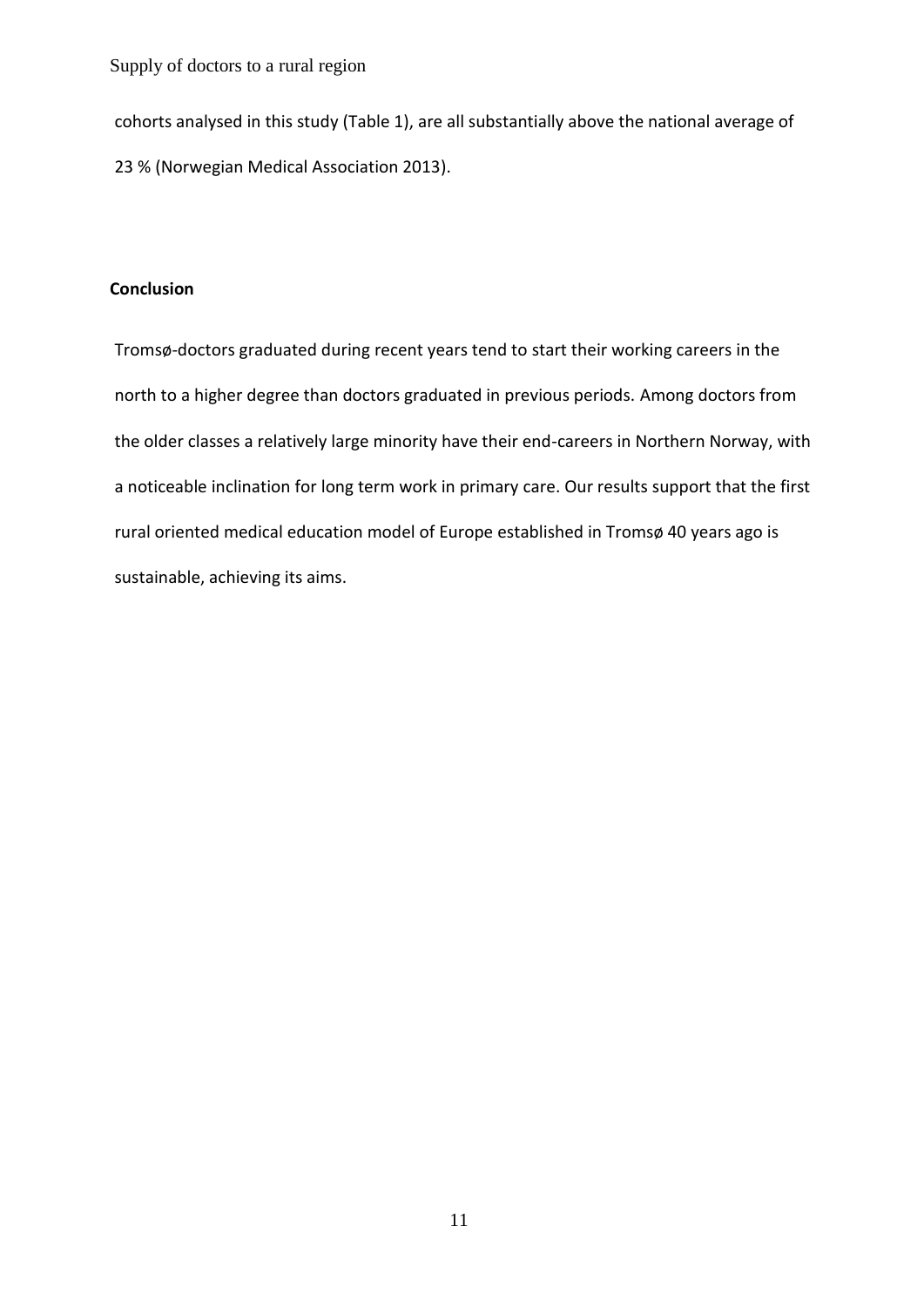cohorts analysed in this study (Table 1), are all substantially above the national average of 23 % (Norwegian Medical Association 2013).

## Conclusion

Tromsø-doctors graduated during recent years tend to start their working careers in the north to a higher degree than doctors graduated in previous periods. Among doctors from the older classes a relatively large minority have their end-careers in Northern Norway, with a noticeable inclination for long term work in primary care. Our results support that the first rural oriented medical education model of Europe established in Tromsø 40 years ago is sustainable, achieving its aims.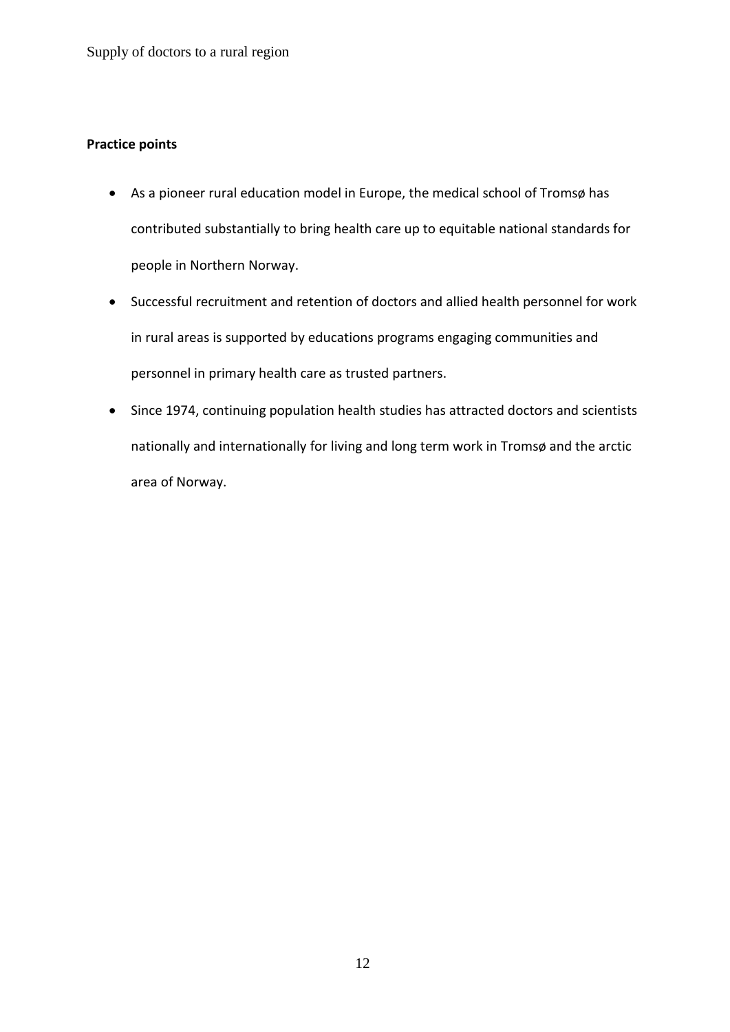**Practice points**

- As a pioneer rural education model in Europe, the medical school of Tromsø has contributed substantially to bring health care up to equitable national standards for people in Northern Norway.
- Successful recruitment and retention of doctors and allied health personnel for work in rural areas is supported by educations programs engaging communities and personnel in primary health care as trusted partners.
- Since 1974, continuing population health studies has attracted doctors and scientists nationally and internationally for living and long term work in Tromsø and the arctic area of Norway.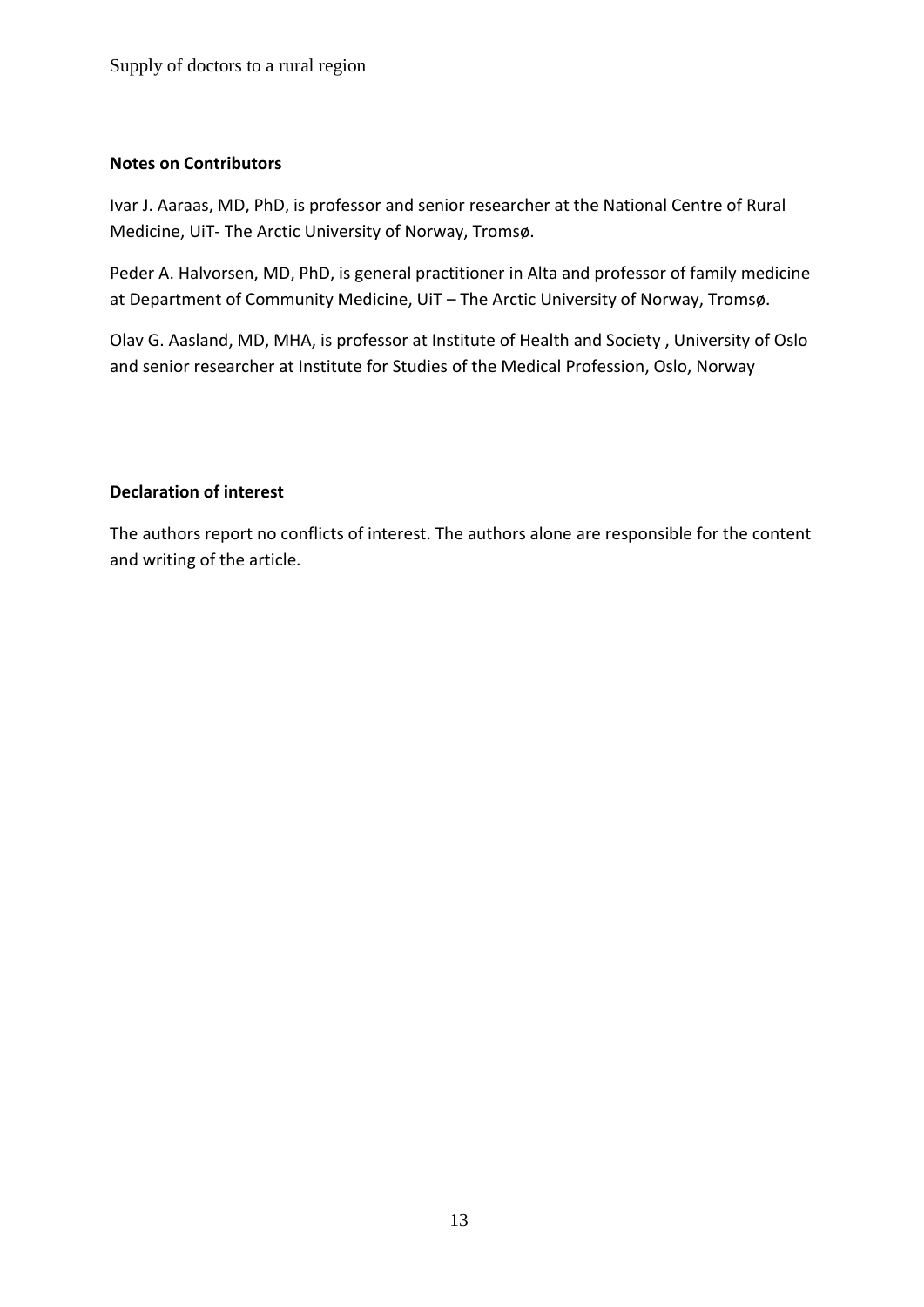**Notes on Contributors**

Ivar J. Aaraas, MD, PhD, is professor and senior researcher at the National Centre of Rural Medicine, UiT- The Arctic University of Norway, Tromsø.

Peder A. Halvorsen, MD, PhD, is general practitioner in Alta and professor of family medicine at Department of Community Medicine, UiT – The Arctic University of Norway, Tromsø.

Olav G. Aasland, MD, MHA, is professor at Institute of Health and Society , University of Oslo and senior researcher at Institute for Studies of the Medical Profession, Oslo, Norway

**Declaration of interest**

The authors report no conflicts of interest. The authors alone are responsible for the content and writing of the article.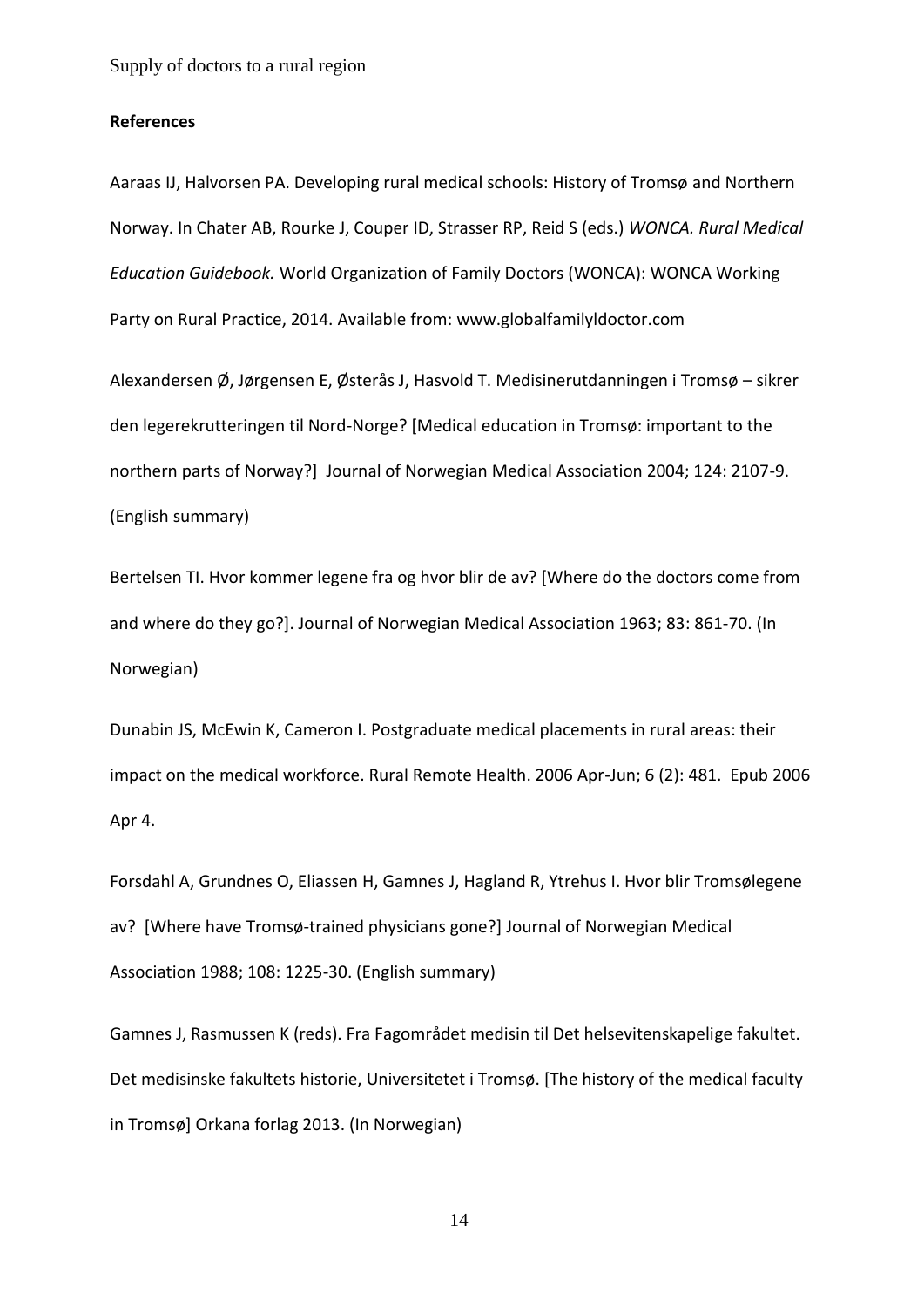**References**

Aaraas IJ, Halvorsen PA. Developing rural medical schools: History of Tromsø and Northern Norway. In Chater AB, Rourke J, Couper ID, Strasser RP, Reid S (eds.) *WONCA. Rural Medical Education Guidebook.* World Organization of Family Doctors (WONCA): WONCA Working Party on Rural Practice, 2014. Available from: www.globalfamilyldoctor.com

Alexandersen Ø, Jørgensen E, Østerås J, Hasvold T. Medisinerutdanningen i Tromsø – sikrer den legerekrutteringen til Nord-Norge? [Medical education in Tromsø: important to the northern parts of Norway?] Journal of Norwegian Medical Association 2004; 124: 2107-9. (English summary)

Bertelsen TI. Hvor kommer legene fra og hvor blir de av? [Where do the doctors come from and where do they go?]. Journal of Norwegian Medical Association 1963; 83: 861-70. (In Norwegian)

Dunabin JS, McEwin K, Cameron I. Postgraduate medical placements in rural areas: their impact on the medical workforce. Rural Remote Health. 2006 Apr-Jun; 6 (2): 481. Epub 2006 Apr 4.

Forsdahl A, Grundnes O, Eliassen H, Gamnes J, Hagland R, Ytrehus I. Hvor blir Tromsølegene av? [Where have Tromsø-trained physicians gone?] Journal of Norwegian Medical Association 1988; 108: 1225-30. (English summary)

Gamnes J, Rasmussen K (reds). Fra Fagområdet medisin til Det helsevitenskapelige fakultet. Det medisinske fakultets historie, Universitetet i Tromsø. [The history of the medical faculty in Tromsø] Orkana forlag 2013. (In Norwegian)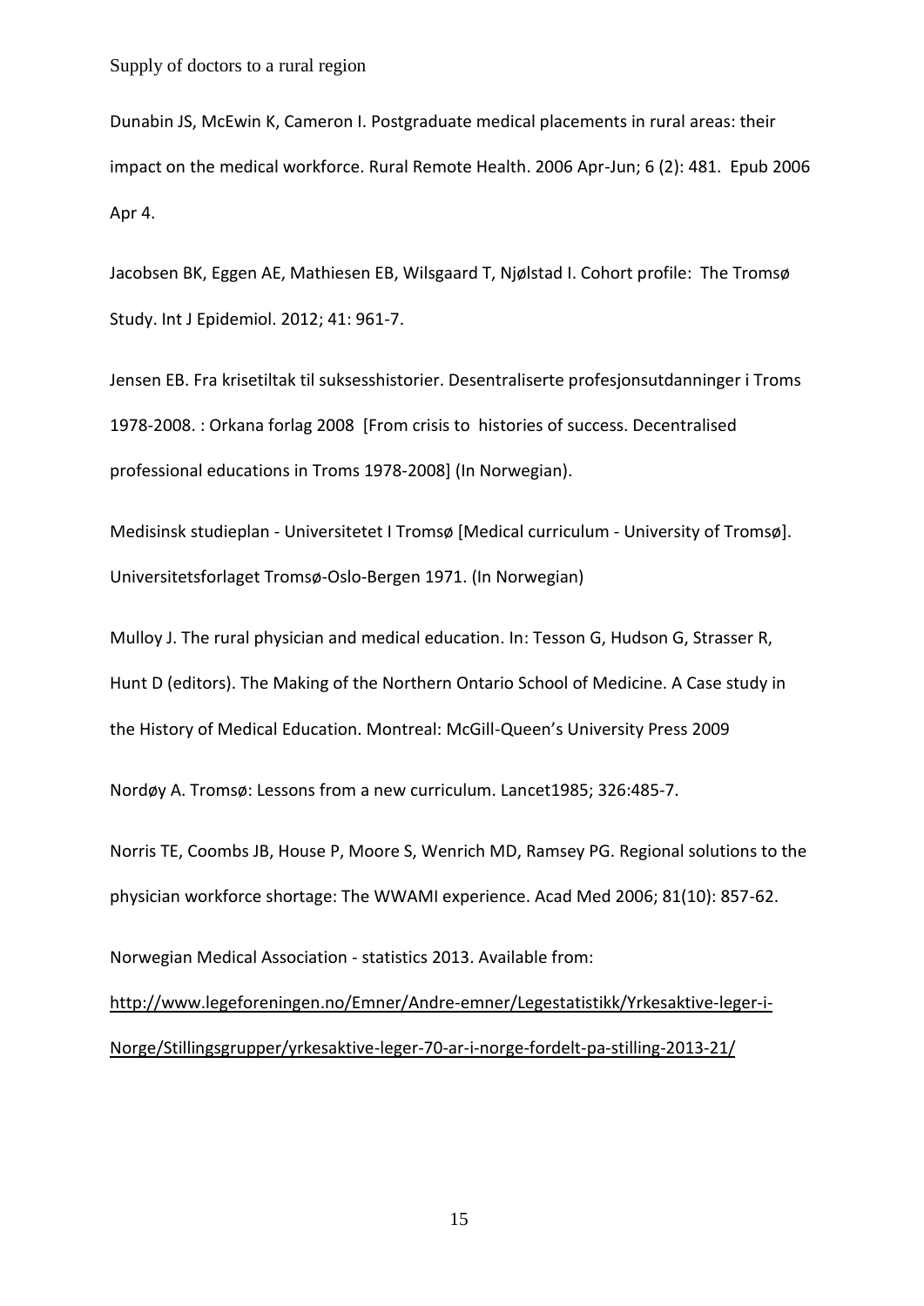Dunabin JS, McEwin K, Cameron I. Postgraduate medical placements in rural areas: their impact on the medical workforce. Rural Remote Health. 2006 Apr-Jun; 6 (2): 481. Epub 2006 Apr 4.

Jacobsen BK, Eggen AE, Mathiesen EB, Wilsgaard T, Njølstad I. Cohort profile: The Tromsø Study. Int J Epidemiol. 2012; 41: 961-7.

Jensen EB. Fra krisetiltak til suksesshistorier. Desentraliserte profesjonsutdanninger i Troms 1978-2008. : Orkana forlag 2008 [From crisis to histories of success. Decentralised professional educations in Troms 1978-2008] (In Norwegian).

Medisinsk studieplan - Universitetet I Tromsø [Medical curriculum - University of Tromsø]. Universitetsforlaget Tromsø-Oslo-Bergen 1971. (In Norwegian)

Mulloy J. The rural physician and medical education. In: Tesson G, Hudson G, Strasser R, Hunt D (editors). The Making of the Northern Ontario School of Medicine. A Case study in the History of Medical Education. Montreal: McGill-Queen's University Press 2009

Nordøy A. Tromsø: Lessons from a new curriculum. Lancet1985; 326:485-7.

Norris TE, Coombs JB, House P, Moore S, Wenrich MD, Ramsey PG. Regional solutions to the physician workforce shortage: The WWAMI experience. Acad Med 2006; 81(10): 857-62.

Norwegian Medical Association - statistics 2013. Available from: http://www.legeforeningen.no/Emner/Andre-emner/Legestatistikk/Yrkesaktive-leger-i-Norge/Stillingsgrupper/yrkesaktive-leger-70-ar-i-norge-fordelt-pa-stilling-2013-21/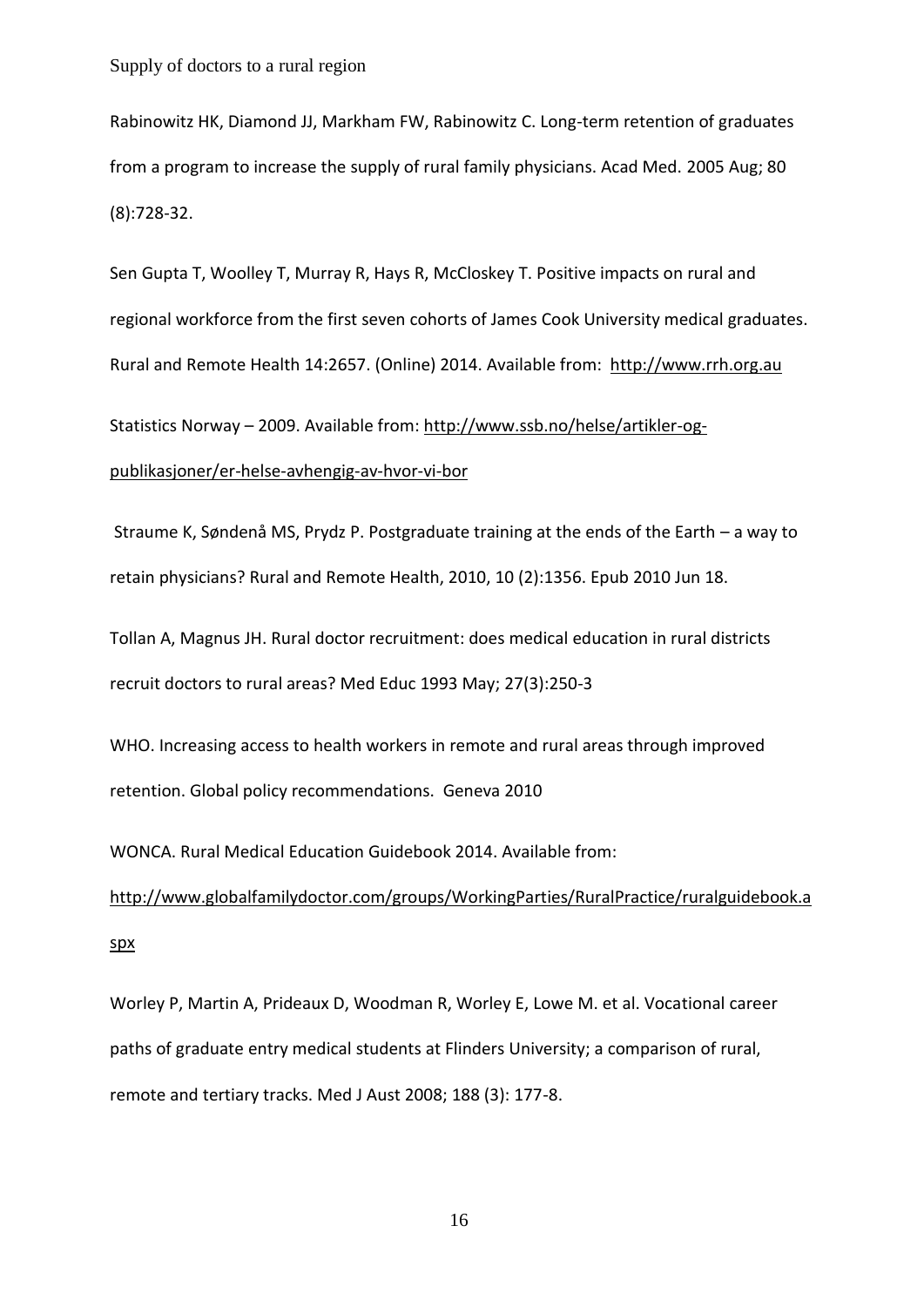Rabinowitz HK, Diamond JJ, Markham FW, Rabinowitz C. Long-term retention of graduates from a program to increase the supply of rural family physicians. Acad Med. 2005 Aug; 80 (8):728-32.

Sen Gupta T, Woolley T, Murray R, Hays R, McCloskey T. Positive impacts on rural and regional workforce from the first seven cohorts of James Cook University medical graduates. Rural and Remote Health 14:2657. (Online) 2014. Available from: http://www.rrh.org.au

Statistics Norway – 2009. Available from: http://www.ssb.no/helse/artikler-og-publikasjoner/er-helse-avhengig-av-hvor-vi-bor

Straume K, Søndenå MS, Prydz P. Postgraduate training at the ends of the Earth – a way to retain physicians? Rural and Remote Health, 2010, 10 (2):1356. Epub 2010 Jun 18.

Tollan A, Magnus JH. Rural doctor recruitment: does medical education in rural districts recruit doctors to rural areas? Med Educ 1993 May; 27(3):250-3

WHO. Increasing access to health workers in remote and rural areas through improved retention. Global policy recommendations. Geneva 2010

WONCA. Rural Medical Education Guidebook 2014. Available from: http://www.globalfamilydoctor.com/groups/WorkingParties/RuralPractice/ruralguidebook.aspx

Worley P, Martin A, Prideaux D, Woodman R, Worley E, Lowe M. et al. Vocational career paths of graduate entry medical students at Flinders University; a comparison of rural, remote and tertiary tracks. Med J Aust 2008; 188 (3): 177-8.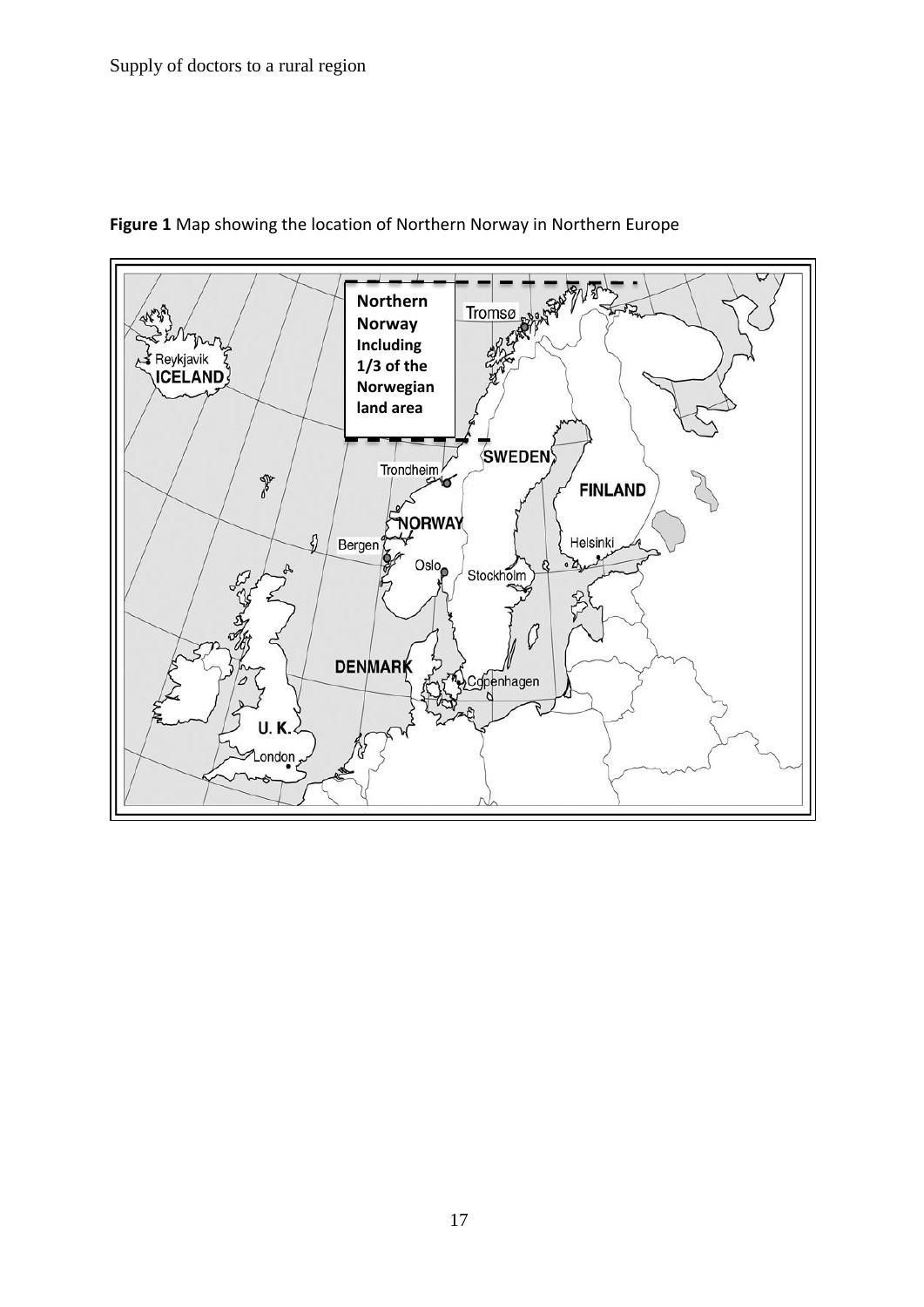**Figure 1** Map showing the location of Northern Norway in Northern Europe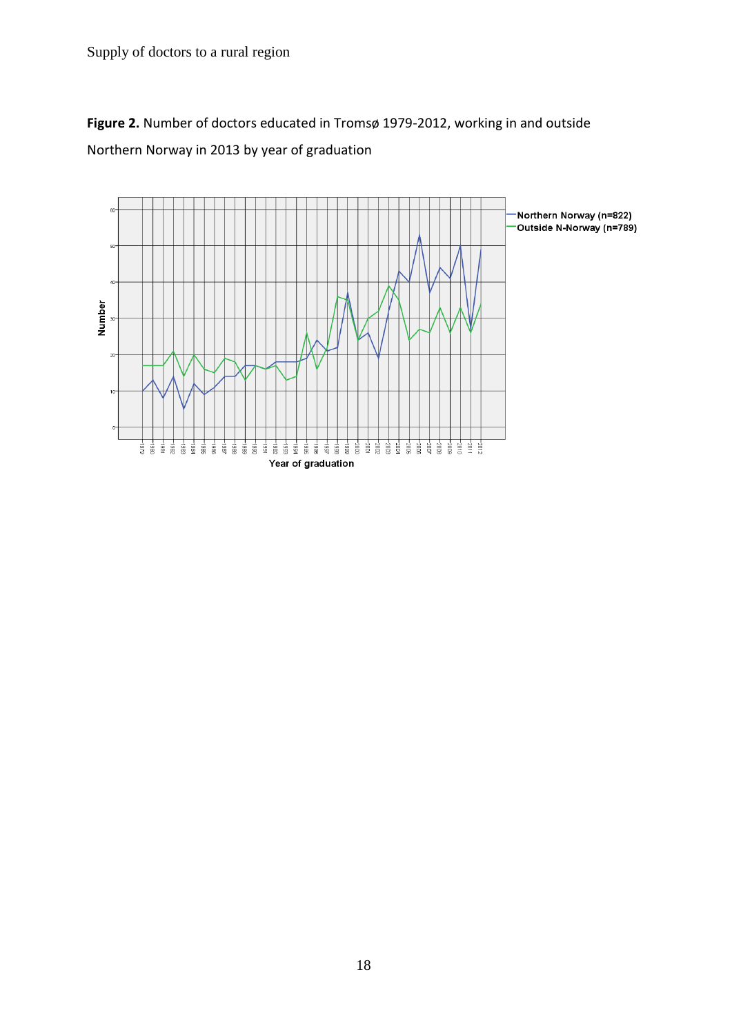**Figure 2.** Number of doctors educated in Tromsø 1979-2012, working in and outside Northern Norway in 2013 by year of graduation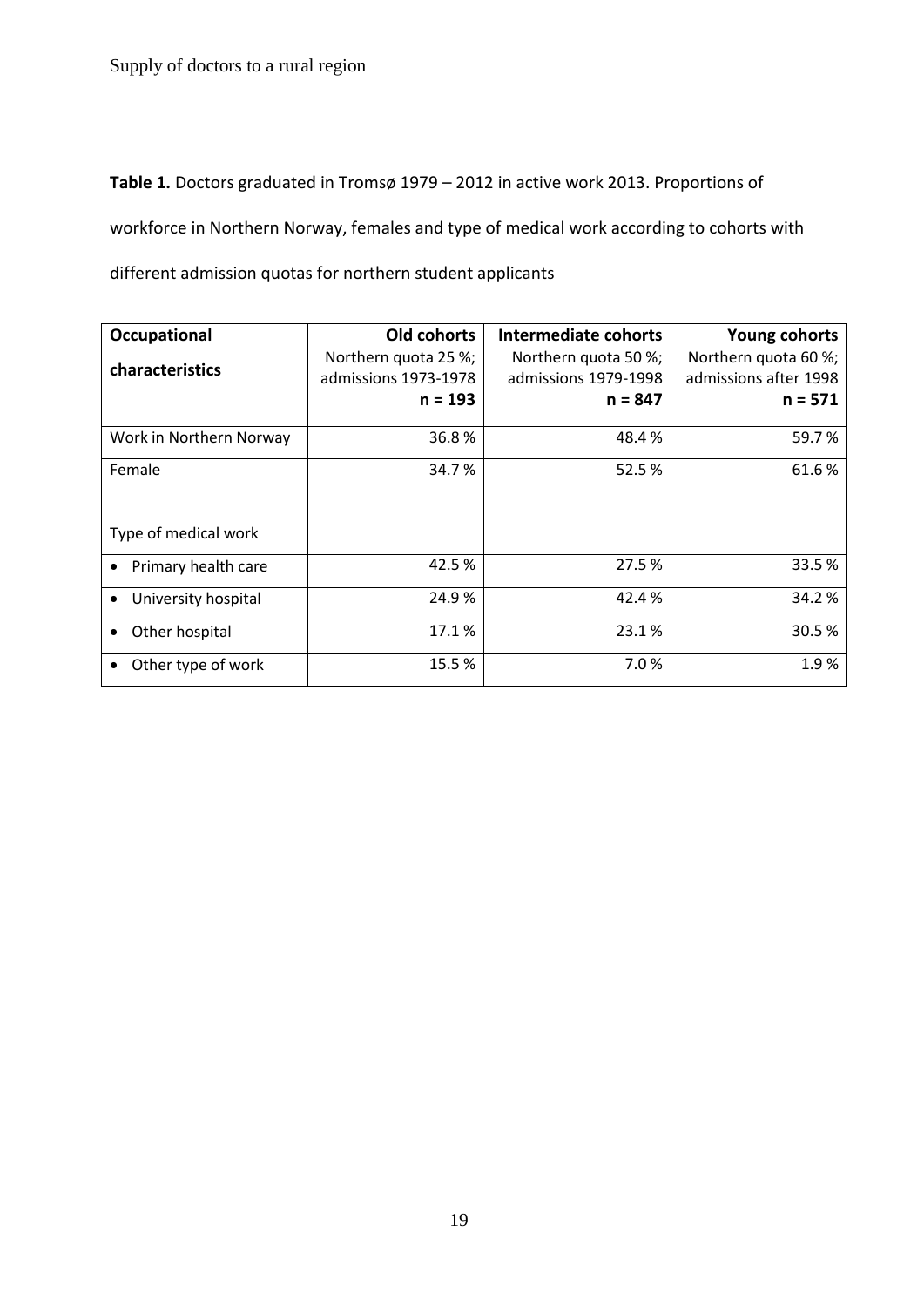**Table 1.** Doctors graduated in Tromsø 1979 – 2012 in active work 2013. Proportions of workforce in Northern Norway, females and type of medical work according to cohorts with different admission quotas for northern student applicants

| **Occupational characteristics** | **Old cohorts** Northern quota 25 %; admissions 1973-1978 **n = 193** | **Intermediate cohorts** Northern quota 50 %; admissions 1979-1998 **n = 847** | **Young cohorts** Northern quota 60 %; admissions after 1998 **n = 571** |
|---|---|---|---|
| Work in Northern Norway | 36.8 % | 48.4 % | 59.7 % |
| Female | 34.7 % | 52.5 % | 61.6 % |
| Type of medical work | | | |
| • Primary health care | 42.5 % | 27.5 % | 33.5 % |
| • University hospital | 24.9 % | 42.4 % | 34.2 % |
| • Other hospital | 17.1 % | 23.1 % | 30.5 % |
| • Other type of work | 15.5 % | 7.0 % | 1.9 % |